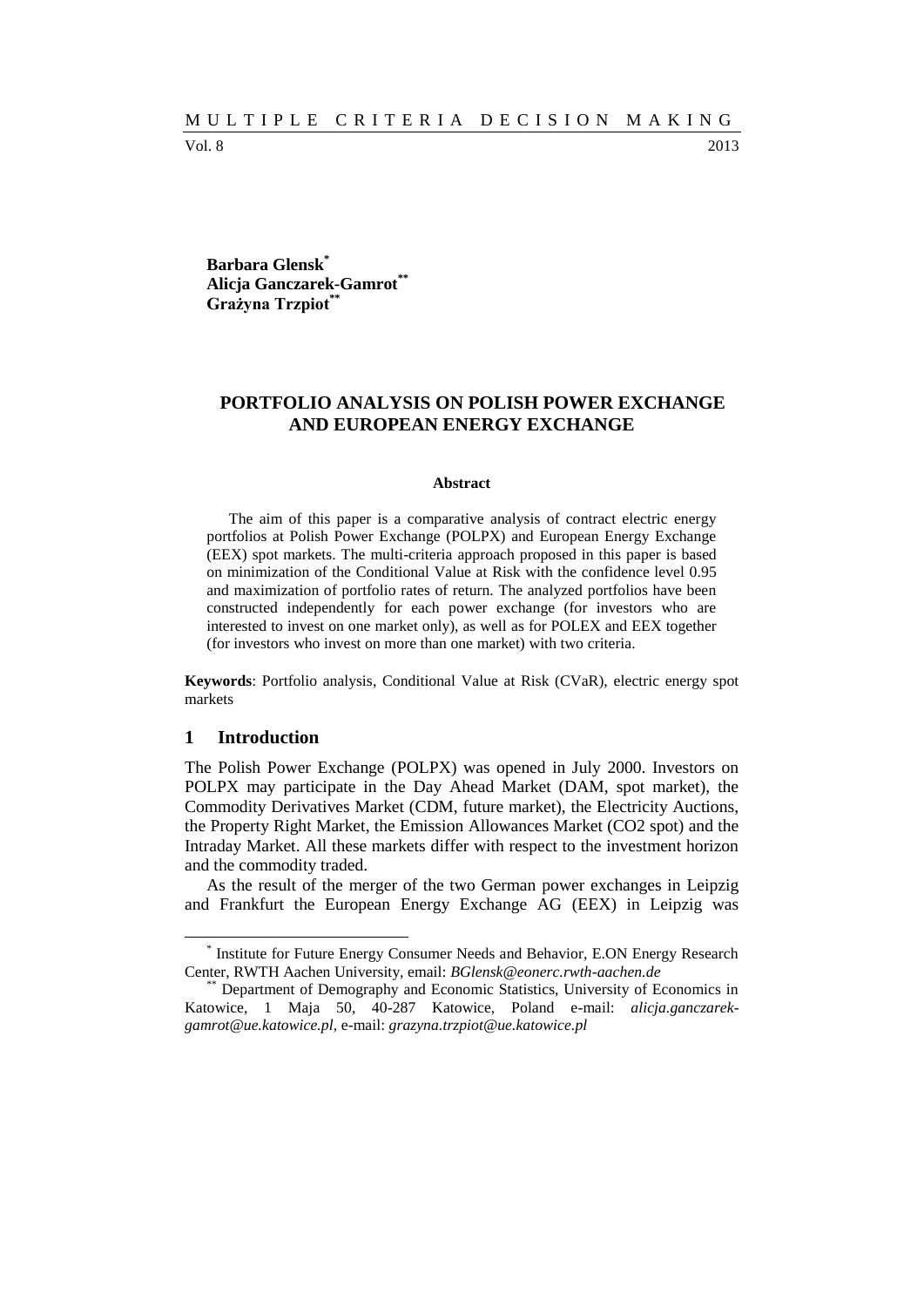**Barbara Glensk**[*]
**Alicja Ganczarek-Gamrot**[**]
**Grażyna Trzpiot**[**]

# PORTFOLIO ANALYSIS ON POLISH POWER EXCHANGE AND EUROPEAN ENERGY EXCHANGE

### Abstract

The aim of this paper is a comparative analysis of contract electric energy portfolios at Polish Power Exchange (POLPX) and European Energy Exchange (EEX) spot markets. The multi-criteria approach proposed in this paper is based on minimization of the Conditional Value at Risk with the confidence level 0.95 and maximization of portfolio rates of return. The analyzed portfolios have been constructed independently for each power exchange (for investors who are interested to invest on one market only), as well as for POLEX and EEX together (for investors who invest on more than one market) with two criteria.

**Keywords**: Portfolio analysis, Conditional Value at Risk (CVaR), electric energy spot markets

## 1 Introduction

The Polish Power Exchange (POLPX) was opened in July 2000. Investors on POLPX may participate in the Day Ahead Market (DAM, spot market), the Commodity Derivatives Market (CDM, future market), the Electricity Auctions, the Property Right Market, the Emission Allowances Market (CO2 spot) and the Intraday Market. All these markets differ with respect to the investment horizon and the commodity traded.

As the result of the merger of the two German power exchanges in Leipzig and Frankfurt the European Energy Exchange AG (EEX) in Leipzig was

---

[*] Institute for Future Energy Consumer Needs and Behavior, E.ON Energy Research Center, RWTH Aachen University, email: *BGlensk@eonerc.rwth-aachen.de*

[**] Department of Demography and Economic Statistics, University of Economics in Katowice, 1 Maja 50, 40-287 Katowice, Poland e-mail: *alicja.ganczarek-gamrot@ue.katowice.pl*, e-mail: *grazyna.trzpiot@ue.katowice.pl*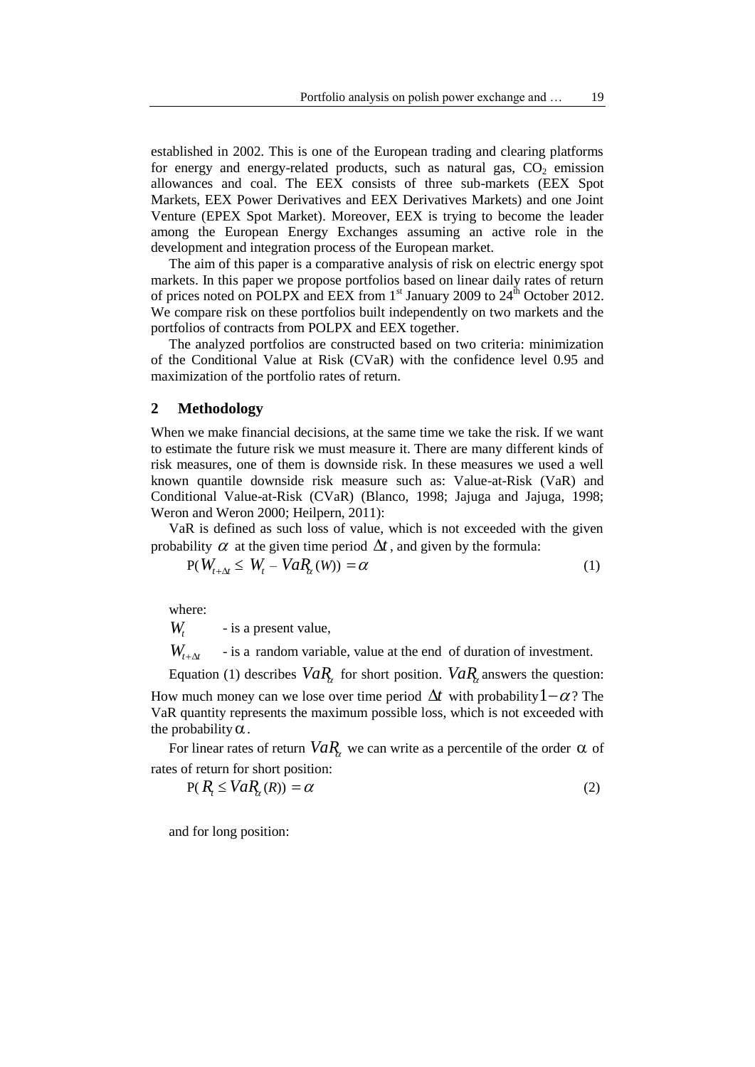established in 2002. This is one of the European trading and clearing platforms for energy and energy-related products, such as natural gas, $CO_2$ emission allowances and coal. The EEX consists of three sub-markets (EEX Spot Markets, EEX Power Derivatives and EEX Derivatives Markets) and one Joint Venture (EPEX Spot Market). Moreover, EEX is trying to become the leader among the European Energy Exchanges assuming an active role in the development and integration process of the European market.

The aim of this paper is a comparative analysis of risk on electric energy spot markets. In this paper we propose portfolios based on linear daily rates of return of prices noted on POLPX and EEX from 1st January 2009 to 24th October 2012. We compare risk on these portfolios built independently on two markets and the portfolios of contracts from POLPX and EEX together.

The analyzed portfolios are constructed based on two criteria: minimization of the Conditional Value at Risk (CVaR) with the confidence level 0.95 and maximization of the portfolio rates of return.

## 2 Methodology

When we make financial decisions, at the same time we take the risk. If we want to estimate the future risk we must measure it. There are many different kinds of risk measures, one of them is downside risk. In these measures we used a well known quantile downside risk measure such as: Value-at-Risk (VaR) and Conditional Value-at-Risk (CVaR) (Blanco, 1998; Jajuga and Jajuga, 1998; Weron and Weron 2000; Heilpern, 2011):

VaR is defined as such loss of value, which is not exceeded with the given probability $\alpha$ at the given time period $\Delta t$, and given by the formula:

$$P(W_{t+\Delta t} \leq W_t - VaR_\alpha(W)) = \alpha \tag{1}$$

where:

$W_t$ - is a present value,

$W_{t+\Delta t}$ - is a random variable, value at the end of duration of investment.

Equation (1) describes $VaR_\alpha$ for short position. $VaR_\alpha$ answers the question: How much money can we lose over time period $\Delta t$ with probability $1-\alpha$? The VaR quantity represents the maximum possible loss, which is not exceeded with the probability $\alpha$.

For linear rates of return $VaR_\alpha$ we can write as a percentile of the order $\alpha$ of rates of return for short position:

$$P(R_t \leq VaR_\alpha(R)) = \alpha \tag{2}$$

and for long position: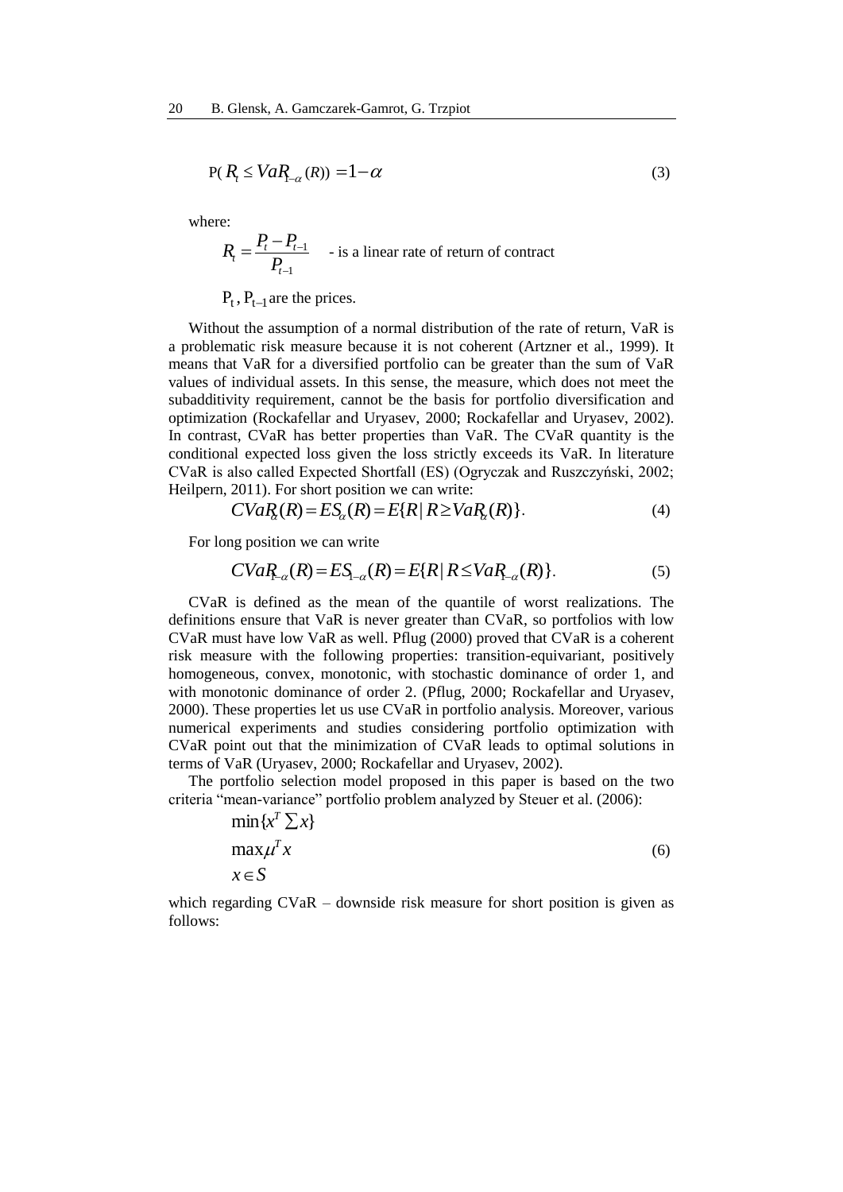$$\text{P}(R_t \leq VaR_{1-\alpha}(R)) = 1-\alpha \tag{3}$$

where:

$R_t = \dfrac{P_t - P_{t-1}}{P_{t-1}}$ - is a linear rate of return of contract

$P_t$, $P_{t-1}$ are the prices.

Without the assumption of a normal distribution of the rate of return, VaR is a problematic risk measure because it is not coherent (Artzner et al., 1999). It means that VaR for a diversified portfolio can be greater than the sum of VaR values of individual assets. In this sense, the measure, which does not meet the subadditivity requirement, cannot be the basis for portfolio diversification and optimization (Rockafellar and Uryasev, 2000; Rockafellar and Uryasev, 2002). In contrast, CVaR has better properties than VaR. The CVaR quantity is the conditional expected loss given the loss strictly exceeds its VaR. In literature CVaR is also called Expected Shortfall (ES) (Ogryczak and Ruszczyński, 2002; Heilpern, 2011). For short position we can write:

$$CVaR_\alpha(R) = ES_\alpha(R) = E\{R \mid R \geq VaR_\alpha(R)\}. \tag{4}$$

For long position we can write

$$CVaR_{1-\alpha}(R) = ES_{1-\alpha}(R) = E\{R \mid R \leq VaR_{1-\alpha}(R)\}. \tag{5}$$

CVaR is defined as the mean of the quantile of worst realizations. The definitions ensure that VaR is never greater than CVaR, so portfolios with low CVaR must have low VaR as well. Pflug (2000) proved that CVaR is a coherent risk measure with the following properties: transition-equivariant, positively homogeneous, convex, monotonic, with stochastic dominance of order 1, and with monotonic dominance of order 2. (Pflug, 2000; Rockafellar and Uryasev, 2000). These properties let us use CVaR in portfolio analysis. Moreover, various numerical experiments and studies considering portfolio optimization with CVaR point out that the minimization of CVaR leads to optimal solutions in terms of VaR (Uryasev, 2000; Rockafellar and Uryasev, 2002).

The portfolio selection model proposed in this paper is based on the two criteria "mean-variance" portfolio problem analyzed by Steuer et al. (2006):

$$\begin{aligned} &\min\{x^T \textstyle\sum x\} \\ &\max \mu^T x \\ &x \in S \end{aligned} \tag{6}$$

which regarding CVaR – downside risk measure for short position is given as follows: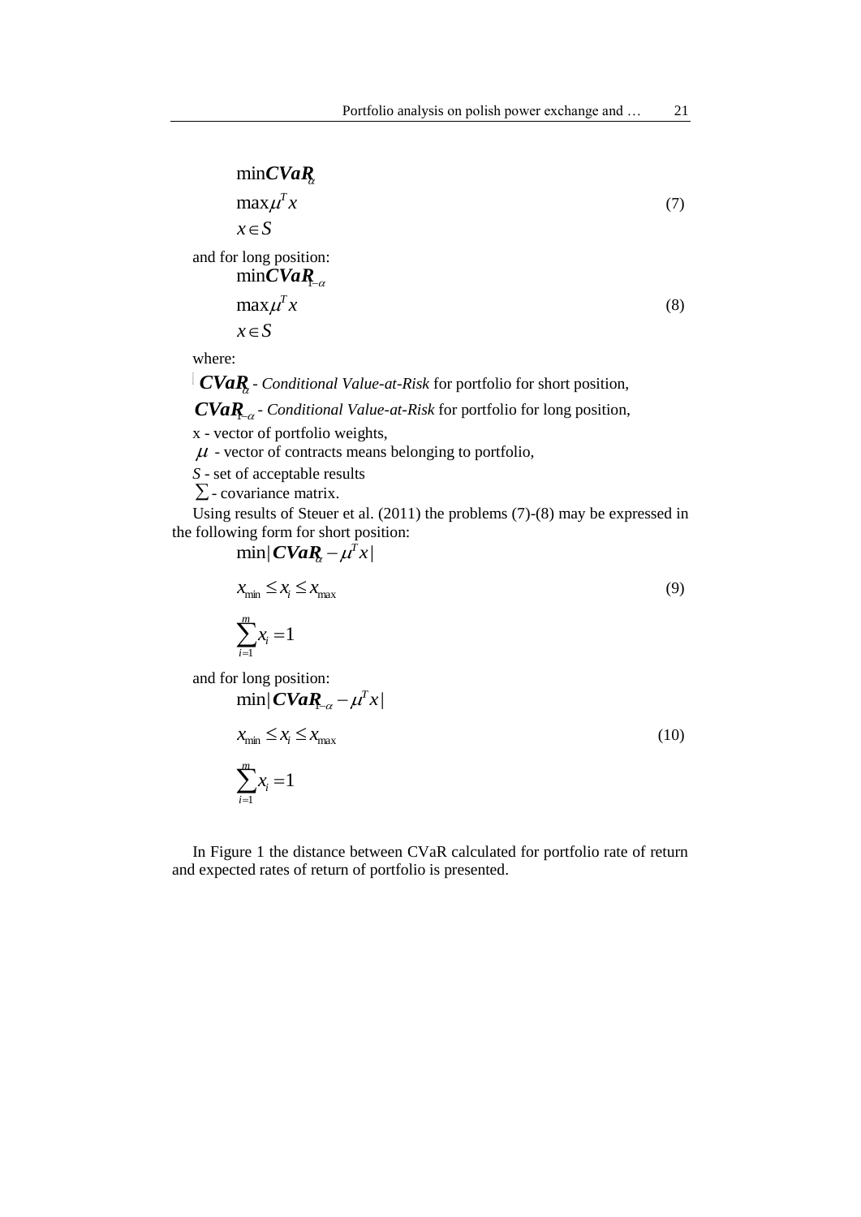$$\begin{aligned} &\min \boldsymbol{CVaR}_{\alpha} \\ &\max \mu^T x \\ &x \in S \end{aligned} \tag{7}$$

and for long position:

$$\begin{aligned} &\min \boldsymbol{CVaR}_{1-\alpha} \\ &\max \mu^T x \\ &x \in S \end{aligned} \tag{8}$$

where:

$\boldsymbol{CVaR}_{\alpha}$ - *Conditional Value-at-Risk* for portfolio for short position,

$\boldsymbol{CVaR}_{1-\alpha}$ - *Conditional Value-at-Risk* for portfolio for long position,

x - vector of portfolio weights,

$\mu$ - vector of contracts means belonging to portfolio,

*S* - set of acceptable results

$\sum$ - covariance matrix.

Using results of Steuer et al. (2011) the problems (7)-(8) may be expressed in the following form for short position:

$$\begin{aligned} &\min |\boldsymbol{CVaR}_{\alpha} - \mu^T x| \\ &x_{\min} \le x_i \le x_{\max} \\ &\sum_{i=1}^{m} x_i = 1 \end{aligned} \tag{9}$$

and for long position:

$$\begin{aligned} &\min |\boldsymbol{CVaR}_{1-\alpha} - \mu^T x| \\ &x_{\min} \le x_i \le x_{\max} \\ &\sum_{i=1}^{m} x_i = 1 \end{aligned} \tag{10}$$

In Figure 1 the distance between CVaR calculated for portfolio rate of return and expected rates of return of portfolio is presented.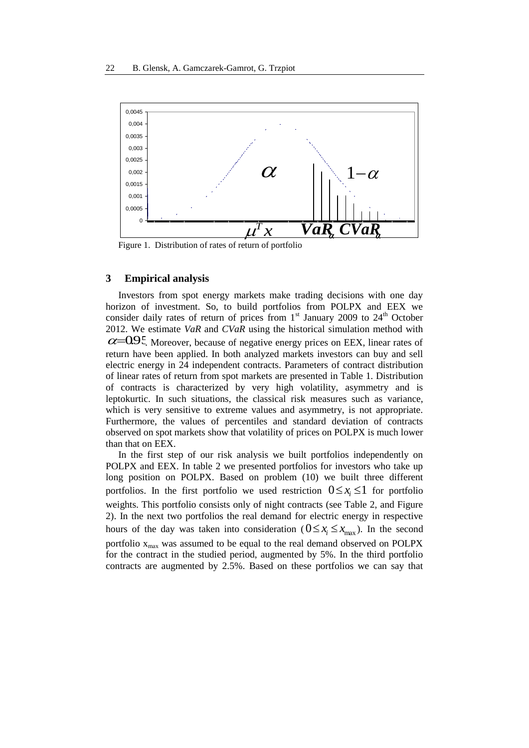Figure 1. Distribution of rates of return of portfolio

## 3 Empirical analysis

Investors from spot energy markets make trading decisions with one day horizon of investment. So, to build portfolios from POLPX and EEX we consider daily rates of return of prices from 1st January 2009 to 24th October 2012. We estimate *VaR* and *CVaR* using the historical simulation method with $\alpha = 0.95$. Moreover, because of negative energy prices on EEX, linear rates of return have been applied. In both analyzed markets investors can buy and sell electric energy in 24 independent contracts. Parameters of contract distribution of linear rates of return from spot markets are presented in Table 1. Distribution of contracts is characterized by very high volatility, asymmetry and is leptokurtic. In such situations, the classical risk measures such as variance, which is very sensitive to extreme values and asymmetry, is not appropriate. Furthermore, the values of percentiles and standard deviation of contracts observed on spot markets show that volatility of prices on POLPX is much lower than that on EEX.

In the first step of our risk analysis we built portfolios independently on POLPX and EEX. In table 2 we presented portfolios for investors who take up long position on POLPX. Based on problem (10) we built three different portfolios. In the first portfolio we used restriction $0 \le x_i \le 1$ for portfolio weights. This portfolio consists only of night contracts (see Table 2, and Figure 2). In the next two portfolios the real demand for electric energy in respective hours of the day was taken into consideration ($0 \le x_i \le x_{\max}$). In the second portfolio $x_{\max}$ was assumed to be equal to the real demand observed on POLPX for the contract in the studied period, augmented by 5%. In the third portfolio contracts are augmented by 2.5%. Based on these portfolios we can say that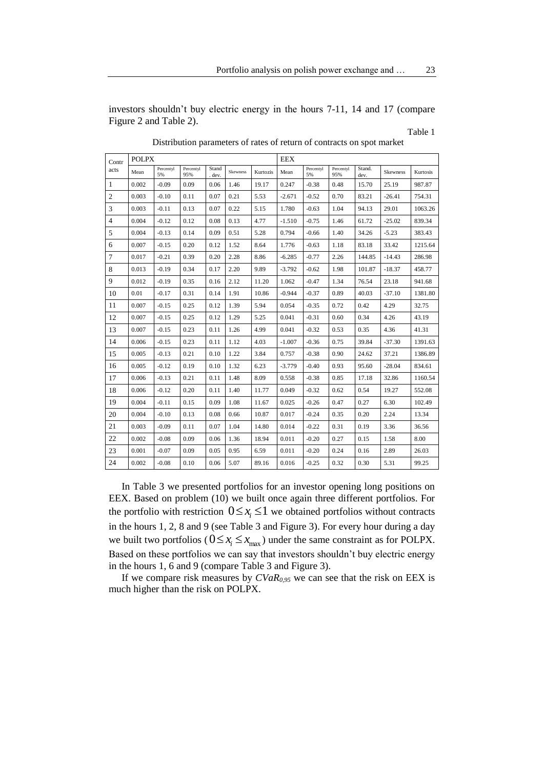investors shouldn't buy electric energy in the hours 7-11, 14 and 17 (compare Figure 2 and Table 2).

Table 1

Distribution parameters of rates of return of contracts on spot market

| Contracts | POLPX | | | | | | EEX | | | | | |
|---|---|---|---|---|---|---|---|---|---|---|---|---|
| | Mean | Percentyl 5% | Percentyl 95% | Stand. dev. | Skewness | Kurtozis | Mean | Percentyl 5% | Percentyl 95% | Stand. dev. | Skewness | Kurtosis |
| 1 | 0.002 | -0.09 | 0.09 | 0.06 | 1.46 | 19.17 | 0.247 | -0.38 | 0.48 | 15.70 | 25.19 | 987.87 |
| 2 | 0.003 | -0.10 | 0.11 | 0.07 | 0.21 | 5.53 | -2.671 | -0.52 | 0.70 | 83.21 | -26.41 | 754.31 |
| 3 | 0.003 | -0.11 | 0.13 | 0.07 | 0.22 | 5.15 | 1.780 | -0.63 | 1.04 | 94.13 | 29.01 | 1063.26 |
| 4 | 0.004 | -0.12 | 0.12 | 0.08 | 0.13 | 4.77 | -1.510 | -0.75 | 1.46 | 61.72 | -25.02 | 839.34 |
| 5 | 0.004 | -0.13 | 0.14 | 0.09 | 0.51 | 5.28 | 0.794 | -0.66 | 1.40 | 34.26 | -5.23 | 383.43 |
| 6 | 0.007 | -0.15 | 0.20 | 0.12 | 1.52 | 8.64 | 1.776 | -0.63 | 1.18 | 83.18 | 33.42 | 1215.64 |
| 7 | 0.017 | -0.21 | 0.39 | 0.20 | 2.28 | 8.86 | -6.285 | -0.77 | 2.26 | 144.85 | -14.43 | 286.98 |
| 8 | 0.013 | -0.19 | 0.34 | 0.17 | 2.20 | 9.89 | -3.792 | -0.62 | 1.98 | 101.87 | -18.37 | 458.77 |
| 9 | 0.012 | -0.19 | 0.35 | 0.16 | 2.12 | 11.20 | 1.062 | -0.47 | 1.34 | 76.54 | 23.18 | 941.68 |
| 10 | 0.01 | -0.17 | 0.31 | 0.14 | 1.91 | 10.86 | -0.944 | -0.37 | 0.89 | 40.03 | -37.10 | 1381.80 |
| 11 | 0.007 | -0.15 | 0.25 | 0.12 | 1.39 | 5.94 | 0.054 | -0.35 | 0.72 | 0.42 | 4.29 | 32.75 |
| 12 | 0.007 | -0.15 | 0.25 | 0.12 | 1.29 | 5.25 | 0.041 | -0.31 | 0.60 | 0.34 | 4.26 | 43.19 |
| 13 | 0.007 | -0.15 | 0.23 | 0.11 | 1.26 | 4.99 | 0.041 | -0.32 | 0.53 | 0.35 | 4.36 | 41.31 |
| 14 | 0.006 | -0.15 | 0.23 | 0.11 | 1.12 | 4.03 | -1.007 | -0.36 | 0.75 | 39.84 | -37.30 | 1391.63 |
| 15 | 0.005 | -0.13 | 0.21 | 0.10 | 1.22 | 3.84 | 0.757 | -0.38 | 0.90 | 24.62 | 37.21 | 1386.89 |
| 16 | 0.005 | -0.12 | 0.19 | 0.10 | 1.32 | 6.23 | -3.779 | -0.40 | 0.93 | 95.60 | -28.04 | 834.61 |
| 17 | 0.006 | -0.13 | 0.21 | 0.11 | 1.48 | 8.09 | 0.558 | -0.38 | 0.85 | 17.18 | 32.86 | 1160.54 |
| 18 | 0.006 | -0.12 | 0.20 | 0.11 | 1.40 | 11.77 | 0.049 | -0.32 | 0.62 | 0.54 | 19.27 | 552.08 |
| 19 | 0.004 | -0.11 | 0.15 | 0.09 | 1.08 | 11.67 | 0.025 | -0.26 | 0.47 | 0.27 | 6.30 | 102.49 |
| 20 | 0.004 | -0.10 | 0.13 | 0.08 | 0.66 | 10.87 | 0.017 | -0.24 | 0.35 | 0.20 | 2.24 | 13.34 |
| 21 | 0.003 | -0.09 | 0.11 | 0.07 | 1.04 | 14.80 | 0.014 | -0.22 | 0.31 | 0.19 | 3.36 | 36.56 |
| 22 | 0.002 | -0.08 | 0.09 | 0.06 | 1.36 | 18.94 | 0.011 | -0.20 | 0.27 | 0.15 | 1.58 | 8.00 |
| 23 | 0.001 | -0.07 | 0.09 | 0.05 | 0.95 | 6.59 | 0.011 | -0.20 | 0.24 | 0.16 | 2.89 | 26.03 |
| 24 | 0.002 | -0.08 | 0.10 | 0.06 | 5.07 | 89.16 | 0.016 | -0.25 | 0.32 | 0.30 | 5.31 | 99.25 |

In Table 3 we presented portfolios for an investor opening long positions on EEX. Based on problem (10) we built once again three different portfolios. For the portfolio with restriction $0 \le x_i \le 1$ we obtained portfolios without contracts in the hours 1, 2, 8 and 9 (see Table 3 and Figure 3). For every hour during a day we built two portfolios ($0 \le x_i \le x_{\max}$) under the same constraint as for POLPX. Based on these portfolios we can say that investors shouldn't buy electric energy in the hours 1, 6 and 9 (compare Table 3 and Figure 3).

If we compare risk measures by $CVaR_{0,95}$ we can see that the risk on EEX is much higher than the risk on POLPX.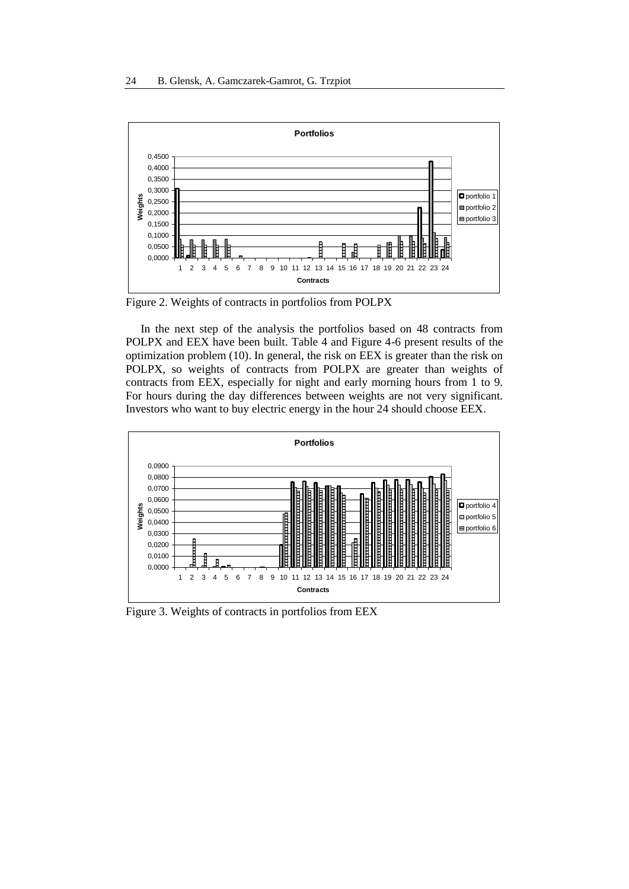Figure 2. Weights of contracts in portfolios from POLPX

In the next step of the analysis the portfolios based on 48 contracts from POLPX and EEX have been built. Table 4 and Figure 4-6 present results of the optimization problem (10). In general, the risk on EEX is greater than the risk on POLPX, so weights of contracts from POLPX are greater than weights of contracts from EEX, especially for night and early morning hours from 1 to 9. For hours during the day differences between weights are not very significant. Investors who want to buy electric energy in the hour 24 should choose EEX.

Figure 3. Weights of contracts in portfolios from EEX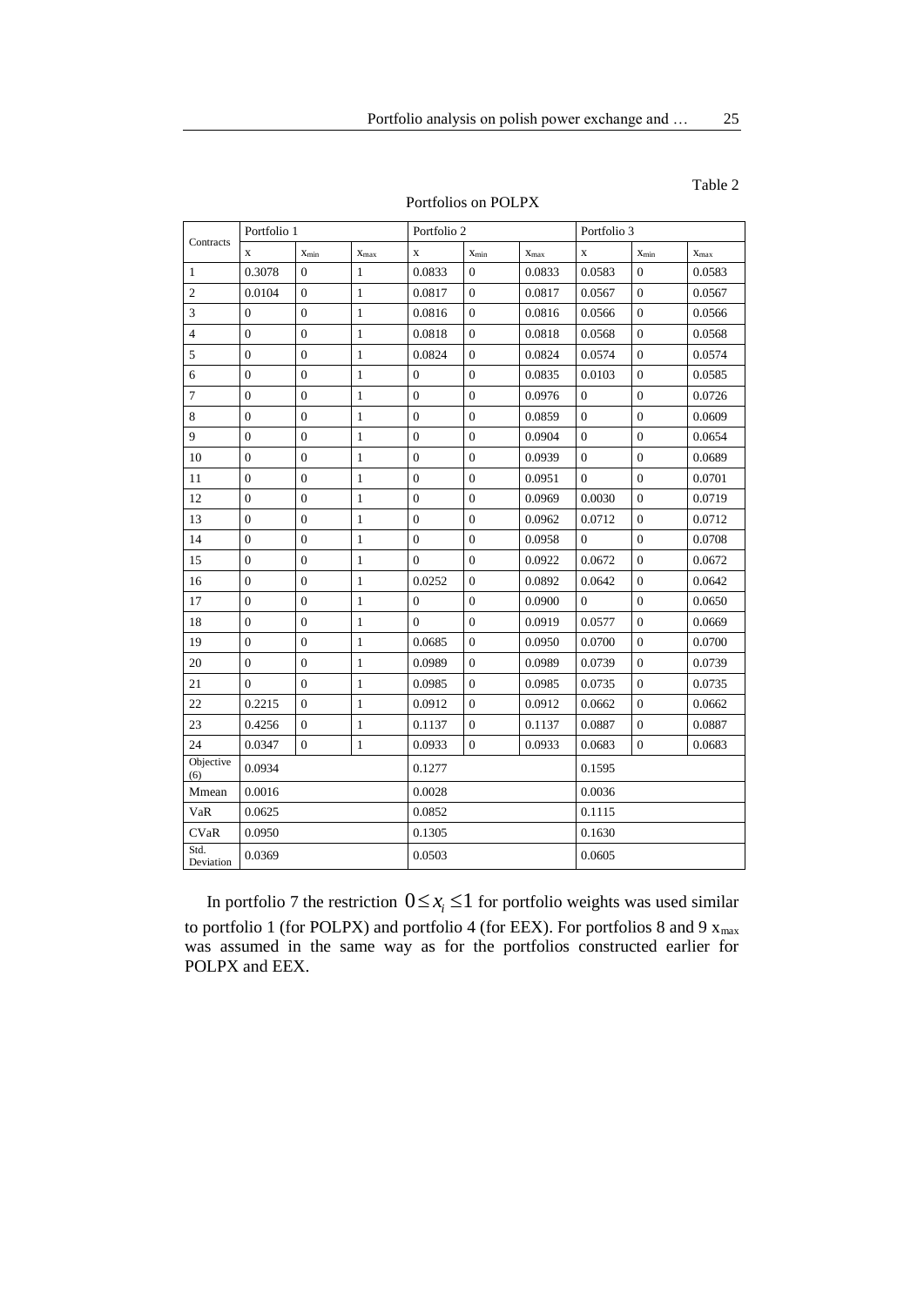Table 2

Portfolios on POLPX

| Contracts | Portfolio 1 | | | Portfolio 2 | | | Portfolio 3 | | |
|---|---|---|---|---|---|---|---|---|---|
| | x | $x_{min}$ | $x_{max}$ | x | $x_{min}$ | $x_{max}$ | x | $x_{min}$ | $x_{max}$ |
| 1 | 0.3078 | 0 | 1 | 0.0833 | 0 | 0.0833 | 0.0583 | 0 | 0.0583 |
| 2 | 0.0104 | 0 | 1 | 0.0817 | 0 | 0.0817 | 0.0567 | 0 | 0.0567 |
| 3 | 0 | 0 | 1 | 0.0816 | 0 | 0.0816 | 0.0566 | 0 | 0.0566 |
| 4 | 0 | 0 | 1 | 0.0818 | 0 | 0.0818 | 0.0568 | 0 | 0.0568 |
| 5 | 0 | 0 | 1 | 0.0824 | 0 | 0.0824 | 0.0574 | 0 | 0.0574 |
| 6 | 0 | 0 | 1 | 0 | 0 | 0.0835 | 0.0103 | 0 | 0.0585 |
| 7 | 0 | 0 | 1 | 0 | 0 | 0.0976 | 0 | 0 | 0.0726 |
| 8 | 0 | 0 | 1 | 0 | 0 | 0.0859 | 0 | 0 | 0.0609 |
| 9 | 0 | 0 | 1 | 0 | 0 | 0.0904 | 0 | 0 | 0.0654 |
| 10 | 0 | 0 | 1 | 0 | 0 | 0.0939 | 0 | 0 | 0.0689 |
| 11 | 0 | 0 | 1 | 0 | 0 | 0.0951 | 0 | 0 | 0.0701 |
| 12 | 0 | 0 | 1 | 0 | 0 | 0.0969 | 0.0030 | 0 | 0.0719 |
| 13 | 0 | 0 | 1 | 0 | 0 | 0.0962 | 0.0712 | 0 | 0.0712 |
| 14 | 0 | 0 | 1 | 0 | 0 | 0.0958 | 0 | 0 | 0.0708 |
| 15 | 0 | 0 | 1 | 0 | 0 | 0.0922 | 0.0672 | 0 | 0.0672 |
| 16 | 0 | 0 | 1 | 0.0252 | 0 | 0.0892 | 0.0642 | 0 | 0.0642 |
| 17 | 0 | 0 | 1 | 0 | 0 | 0.0900 | 0 | 0 | 0.0650 |
| 18 | 0 | 0 | 1 | 0 | 0 | 0.0919 | 0.0577 | 0 | 0.0669 |
| 19 | 0 | 0 | 1 | 0.0685 | 0 | 0.0950 | 0.0700 | 0 | 0.0700 |
| 20 | 0 | 0 | 1 | 0.0989 | 0 | 0.0989 | 0.0739 | 0 | 0.0739 |
| 21 | 0 | 0 | 1 | 0.0985 | 0 | 0.0985 | 0.0735 | 0 | 0.0735 |
| 22 | 0.2215 | 0 | 1 | 0.0912 | 0 | 0.0912 | 0.0662 | 0 | 0.0662 |
| 23 | 0.4256 | 0 | 1 | 0.1137 | 0 | 0.1137 | 0.0887 | 0 | 0.0887 |
| 24 | 0.0347 | 0 | 1 | 0.0933 | 0 | 0.0933 | 0.0683 | 0 | 0.0683 |
| Objective (6) | 0.0934 | | | 0.1277 | | | 0.1595 | | |
| Mmean | 0.0016 | | | 0.0028 | | | 0.0036 | | |
| VaR | 0.0625 | | | 0.0852 | | | 0.1115 | | |
| CVaR | 0.0950 | | | 0.1305 | | | 0.1630 | | |
| Std. Deviation | 0.0369 | | | 0.0503 | | | 0.0605 | | |

In portfolio 7 the restriction $0 \leq x_i \leq 1$ for portfolio weights was used similar to portfolio 1 (for POLPX) and portfolio 4 (for EEX). For portfolios 8 and 9 $x_{max}$ was assumed in the same way as for the portfolios constructed earlier for POLPX and EEX.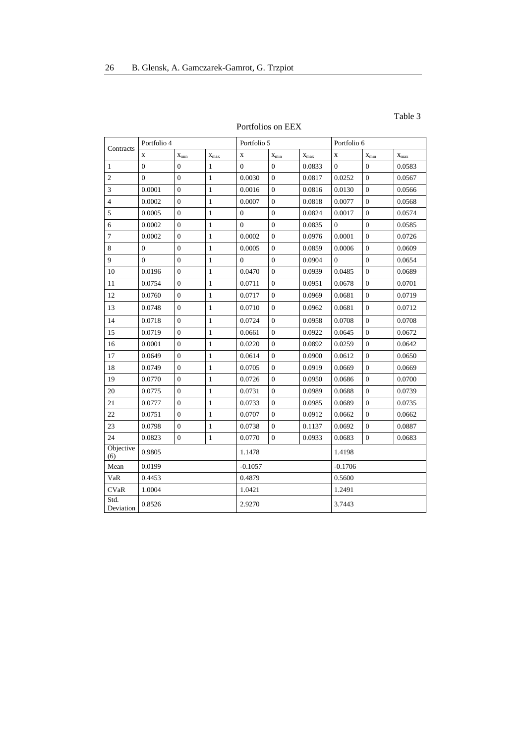Table 3

Portfolios on EEX

| Contracts | Portfolio 4 | | | Portfolio 5 | | | Portfolio 6 | | |
|---|---|---|---|---|---|---|---|---|---|
| | x | $x_{min}$ | $x_{max}$ | x | $x_{min}$ | $x_{max}$ | x | $x_{min}$ | $x_{max}$ |
| 1 | 0 | 0 | 1 | 0 | 0 | 0.0833 | 0 | 0 | 0.0583 |
| 2 | 0 | 0 | 1 | 0.0030 | 0 | 0.0817 | 0.0252 | 0 | 0.0567 |
| 3 | 0.0001 | 0 | 1 | 0.0016 | 0 | 0.0816 | 0.0130 | 0 | 0.0566 |
| 4 | 0.0002 | 0 | 1 | 0.0007 | 0 | 0.0818 | 0.0077 | 0 | 0.0568 |
| 5 | 0.0005 | 0 | 1 | 0 | 0 | 0.0824 | 0.0017 | 0 | 0.0574 |
| 6 | 0.0002 | 0 | 1 | 0 | 0 | 0.0835 | 0 | 0 | 0.0585 |
| 7 | 0.0002 | 0 | 1 | 0.0002 | 0 | 0.0976 | 0.0001 | 0 | 0.0726 |
| 8 | 0 | 0 | 1 | 0.0005 | 0 | 0.0859 | 0.0006 | 0 | 0.0609 |
| 9 | 0 | 0 | 1 | 0 | 0 | 0.0904 | 0 | 0 | 0.0654 |
| 10 | 0.0196 | 0 | 1 | 0.0470 | 0 | 0.0939 | 0.0485 | 0 | 0.0689 |
| 11 | 0.0754 | 0 | 1 | 0.0711 | 0 | 0.0951 | 0.0678 | 0 | 0.0701 |
| 12 | 0.0760 | 0 | 1 | 0.0717 | 0 | 0.0969 | 0.0681 | 0 | 0.0719 |
| 13 | 0.0748 | 0 | 1 | 0.0710 | 0 | 0.0962 | 0.0681 | 0 | 0.0712 |
| 14 | 0.0718 | 0 | 1 | 0.0724 | 0 | 0.0958 | 0.0708 | 0 | 0.0708 |
| 15 | 0.0719 | 0 | 1 | 0.0661 | 0 | 0.0922 | 0.0645 | 0 | 0.0672 |
| 16 | 0.0001 | 0 | 1 | 0.0220 | 0 | 0.0892 | 0.0259 | 0 | 0.0642 |
| 17 | 0.0649 | 0 | 1 | 0.0614 | 0 | 0.0900 | 0.0612 | 0 | 0.0650 |
| 18 | 0.0749 | 0 | 1 | 0.0705 | 0 | 0.0919 | 0.0669 | 0 | 0.0669 |
| 19 | 0.0770 | 0 | 1 | 0.0726 | 0 | 0.0950 | 0.0686 | 0 | 0.0700 |
| 20 | 0.0775 | 0 | 1 | 0.0731 | 0 | 0.0989 | 0.0688 | 0 | 0.0739 |
| 21 | 0.0777 | 0 | 1 | 0.0733 | 0 | 0.0985 | 0.0689 | 0 | 0.0735 |
| 22 | 0.0751 | 0 | 1 | 0.0707 | 0 | 0.0912 | 0.0662 | 0 | 0.0662 |
| 23 | 0.0798 | 0 | 1 | 0.0738 | 0 | 0.1137 | 0.0692 | 0 | 0.0887 |
| 24 | 0.0823 | 0 | 1 | 0.0770 | 0 | 0.0933 | 0.0683 | 0 | 0.0683 |
| Objective (6) | 0.9805 | | | 1.1478 | | | 1.4198 | | |
| Mean | 0.0199 | | | -0.1057 | | | -0.1706 | | |
| VaR | 0.4453 | | | 0.4879 | | | 0.5600 | | |
| CVaR | 1.0004 | | | 1.0421 | | | 1.2491 | | |
| Std. Deviation | 0.8526 | | | 2.9270 | | | 3.7443 | | |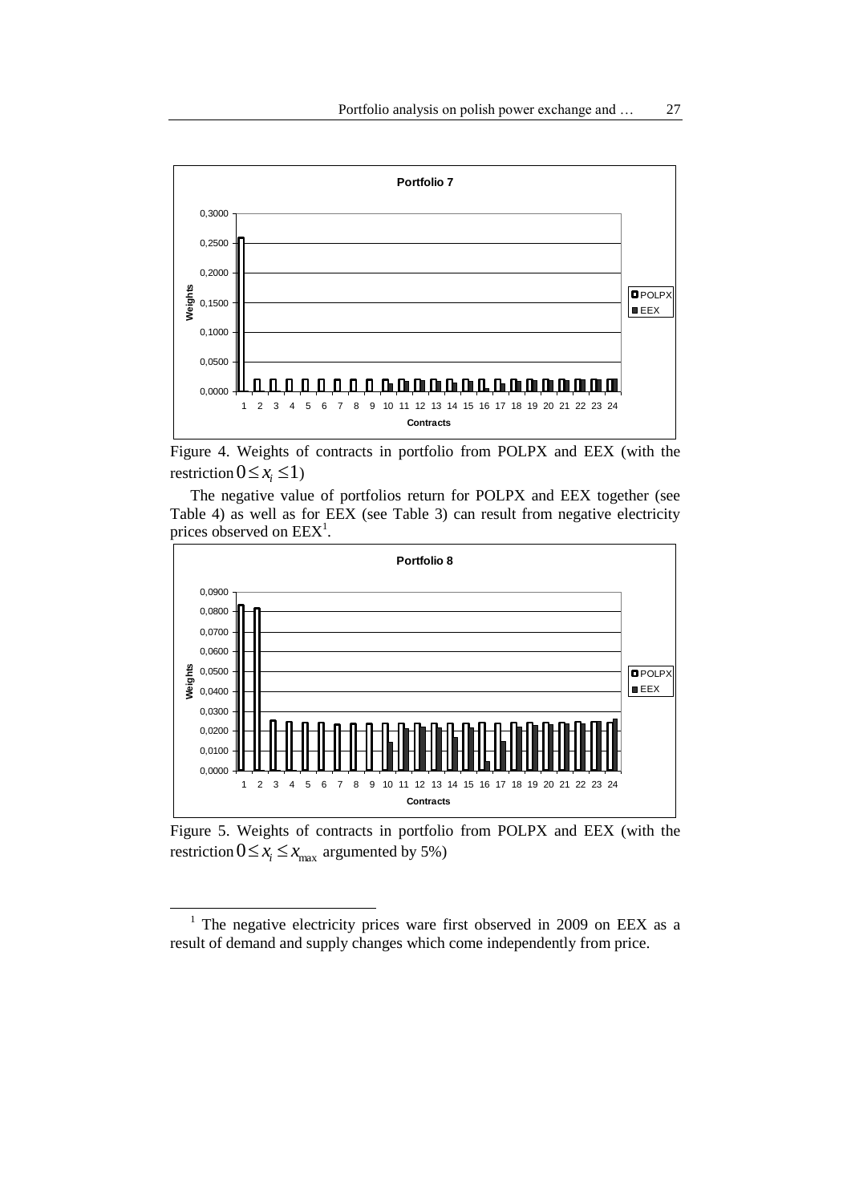Figure 4. Weights of contracts in portfolio from POLPX and EEX (with the restriction $0 \leq x_i \leq 1$)

The negative value of portfolios return for POLPX and EEX together (see Table 4) as well as for EEX (see Table 3) can result from negative electricity prices observed on EEX[1].

Figure 5. Weights of contracts in portfolio from POLPX and EEX (with the restriction $0 \leq x_i \leq x_{\max}$ argumented by 5%)

[1] The negative electricity prices ware first observed in 2009 on EEX as a result of demand and supply changes which come independently from price.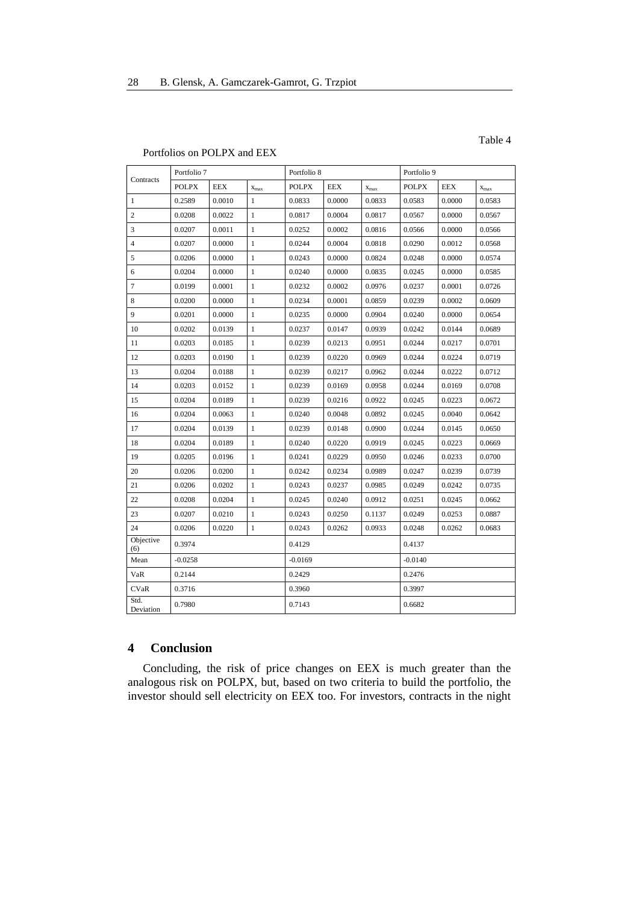Table 4

Portfolios on POLPX and EEX

| Contracts | Portfolio 7 | | | Portfolio 8 | | | Portfolio 9 | | |
|---|---|---|---|---|---|---|---|---|---|
| | POLPX | EEX | $x_{max}$ | POLPX | EEX | $x_{max}$ | POLPX | EEX | $x_{max}$ |
| 1 | 0.2589 | 0.0010 | 1 | 0.0833 | 0.0000 | 0.0833 | 0.0583 | 0.0000 | 0.0583 |
| 2 | 0.0208 | 0.0022 | 1 | 0.0817 | 0.0004 | 0.0817 | 0.0567 | 0.0000 | 0.0567 |
| 3 | 0.0207 | 0.0011 | 1 | 0.0252 | 0.0002 | 0.0816 | 0.0566 | 0.0000 | 0.0566 |
| 4 | 0.0207 | 0.0000 | 1 | 0.0244 | 0.0004 | 0.0818 | 0.0290 | 0.0012 | 0.0568 |
| 5 | 0.0206 | 0.0000 | 1 | 0.0243 | 0.0000 | 0.0824 | 0.0248 | 0.0000 | 0.0574 |
| 6 | 0.0204 | 0.0000 | 1 | 0.0240 | 0.0000 | 0.0835 | 0.0245 | 0.0000 | 0.0585 |
| 7 | 0.0199 | 0.0001 | 1 | 0.0232 | 0.0002 | 0.0976 | 0.0237 | 0.0001 | 0.0726 |
| 8 | 0.0200 | 0.0000 | 1 | 0.0234 | 0.0001 | 0.0859 | 0.0239 | 0.0002 | 0.0609 |
| 9 | 0.0201 | 0.0000 | 1 | 0.0235 | 0.0000 | 0.0904 | 0.0240 | 0.0000 | 0.0654 |
| 10 | 0.0202 | 0.0139 | 1 | 0.0237 | 0.0147 | 0.0939 | 0.0242 | 0.0144 | 0.0689 |
| 11 | 0.0203 | 0.0185 | 1 | 0.0239 | 0.0213 | 0.0951 | 0.0244 | 0.0217 | 0.0701 |
| 12 | 0.0203 | 0.0190 | 1 | 0.0239 | 0.0220 | 0.0969 | 0.0244 | 0.0224 | 0.0719 |
| 13 | 0.0204 | 0.0188 | 1 | 0.0239 | 0.0217 | 0.0962 | 0.0244 | 0.0222 | 0.0712 |
| 14 | 0.0203 | 0.0152 | 1 | 0.0239 | 0.0169 | 0.0958 | 0.0244 | 0.0169 | 0.0708 |
| 15 | 0.0204 | 0.0189 | 1 | 0.0239 | 0.0216 | 0.0922 | 0.0245 | 0.0223 | 0.0672 |
| 16 | 0.0204 | 0.0063 | 1 | 0.0240 | 0.0048 | 0.0892 | 0.0245 | 0.0040 | 0.0642 |
| 17 | 0.0204 | 0.0139 | 1 | 0.0239 | 0.0148 | 0.0900 | 0.0244 | 0.0145 | 0.0650 |
| 18 | 0.0204 | 0.0189 | 1 | 0.0240 | 0.0220 | 0.0919 | 0.0245 | 0.0223 | 0.0669 |
| 19 | 0.0205 | 0.0196 | 1 | 0.0241 | 0.0229 | 0.0950 | 0.0246 | 0.0233 | 0.0700 |
| 20 | 0.0206 | 0.0200 | 1 | 0.0242 | 0.0234 | 0.0989 | 0.0247 | 0.0239 | 0.0739 |
| 21 | 0.0206 | 0.0202 | 1 | 0.0243 | 0.0237 | 0.0985 | 0.0249 | 0.0242 | 0.0735 |
| 22 | 0.0208 | 0.0204 | 1 | 0.0245 | 0.0240 | 0.0912 | 0.0251 | 0.0245 | 0.0662 |
| 23 | 0.0207 | 0.0210 | 1 | 0.0243 | 0.0250 | 0.1137 | 0.0249 | 0.0253 | 0.0887 |
| 24 | 0.0206 | 0.0220 | 1 | 0.0243 | 0.0262 | 0.0933 | 0.0248 | 0.0262 | 0.0683 |
| Objective (6) | 0.3974 | | | 0.4129 | | | 0.4137 | | |
| Mean | -0.0258 | | | -0.0169 | | | -0.0140 | | |
| VaR | 0.2144 | | | 0.2429 | | | 0.2476 | | |
| CVaR | 0.3716 | | | 0.3960 | | | 0.3997 | | |
| Std. Deviation | 0.7980 | | | 0.7143 | | | 0.6682 | | |

## 4 Conclusion

Concluding, the risk of price changes on EEX is much greater than the analogous risk on POLPX, but, based on two criteria to build the portfolio, the investor should sell electricity on EEX too. For investors, contracts in the night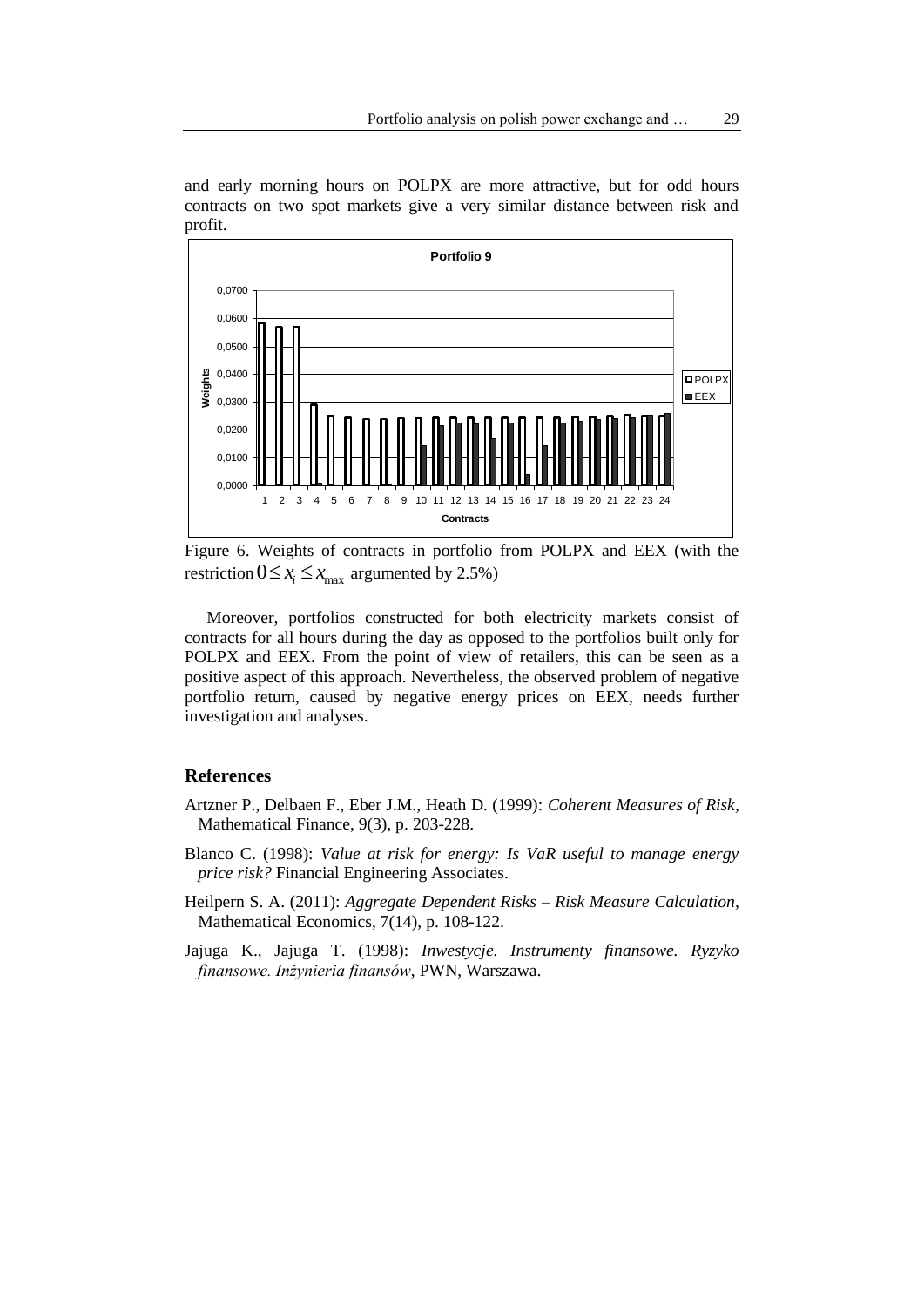and early morning hours on POLPX are more attractive, but for odd hours contracts on two spot markets give a very similar distance between risk and profit.

Figure 6. Weights of contracts in portfolio from POLPX and EEX (with the restriction $0 \leq x_i \leq x_{\max}$ argumented by 2.5%)

Moreover, portfolios constructed for both electricity markets consist of contracts for all hours during the day as opposed to the portfolios built only for POLPX and EEX. From the point of view of retailers, this can be seen as a positive aspect of this approach. Nevertheless, the observed problem of negative portfolio return, caused by negative energy prices on EEX, needs further investigation and analyses.

## References

Artzner P., Delbaen F., Eber J.M., Heath D. (1999): *Coherent Measures of Risk,* Mathematical Finance, 9(3), p. 203-228.

Blanco C. (1998): *Value at risk for energy: Is VaR useful to manage energy price risk?* Financial Engineering Associates.

Heilpern S. A. (2011): *Aggregate Dependent Risks – Risk Measure Calculation,* Mathematical Economics, 7(14), p. 108-122.

Jajuga K., Jajuga T. (1998): *Inwestycje. Instrumenty finansowe. Ryzyko finansowe. Inżynieria finansów*, PWN, Warszawa.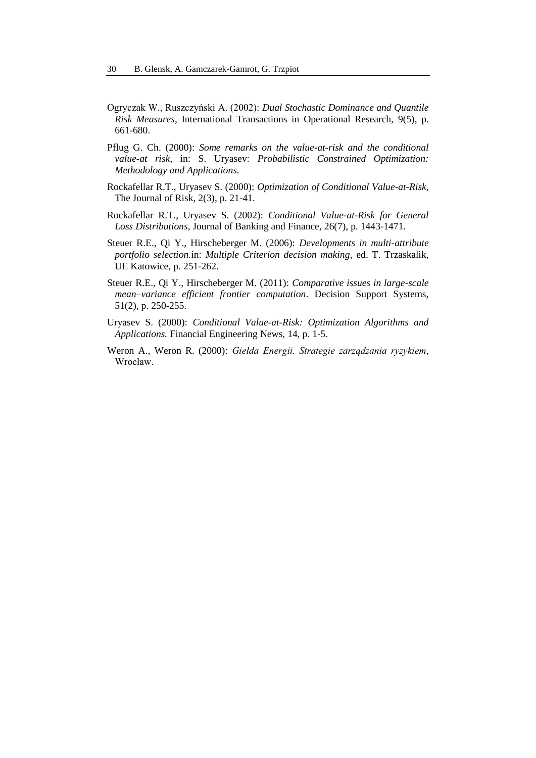Ogryczak W., Ruszczyński A. (2002): *Dual Stochastic Dominance and Quantile Risk Measures*, International Transactions in Operational Research, 9(5), p. 661-680.

Pflug G. Ch. (2000): *Some remarks on the value-at-risk and the conditional value-at risk*, in: S. Uryasev: *Probabilistic Constrained Optimization: Methodology and Applications.*

Rockafellar R.T., Uryasev S. (2000): *Optimization of Conditional Value-at-Risk*, The Journal of Risk, 2(3), p. 21-41.

Rockafellar R.T., Uryasev S. (2002): *Conditional Value-at-Risk for General Loss Distributions*, Journal of Banking and Finance, 26(7), p. 1443-1471.

Steuer R.E., Qi Y., Hirscheberger M. (2006): *Developments in multi-attribute portfolio selection.*in: *Multiple Criterion decision making*, ed. T. Trzaskalik, UE Katowice, p. 251-262.

Steuer R.E., Qi Y., Hirscheberger M. (2011): *Comparative issues in large-scale mean–variance efficient frontier computation*. Decision Support Systems, 51(2), p. 250-255.

Uryasev S. (2000): *Conditional Value-at-Risk: Optimization Algorithms and Applications.* Financial Engineering News, 14, p. 1-5.

Weron A., Weron R. (2000): *Giełda Energii. Strategie zarządzania ryzykiem*, Wrocław.